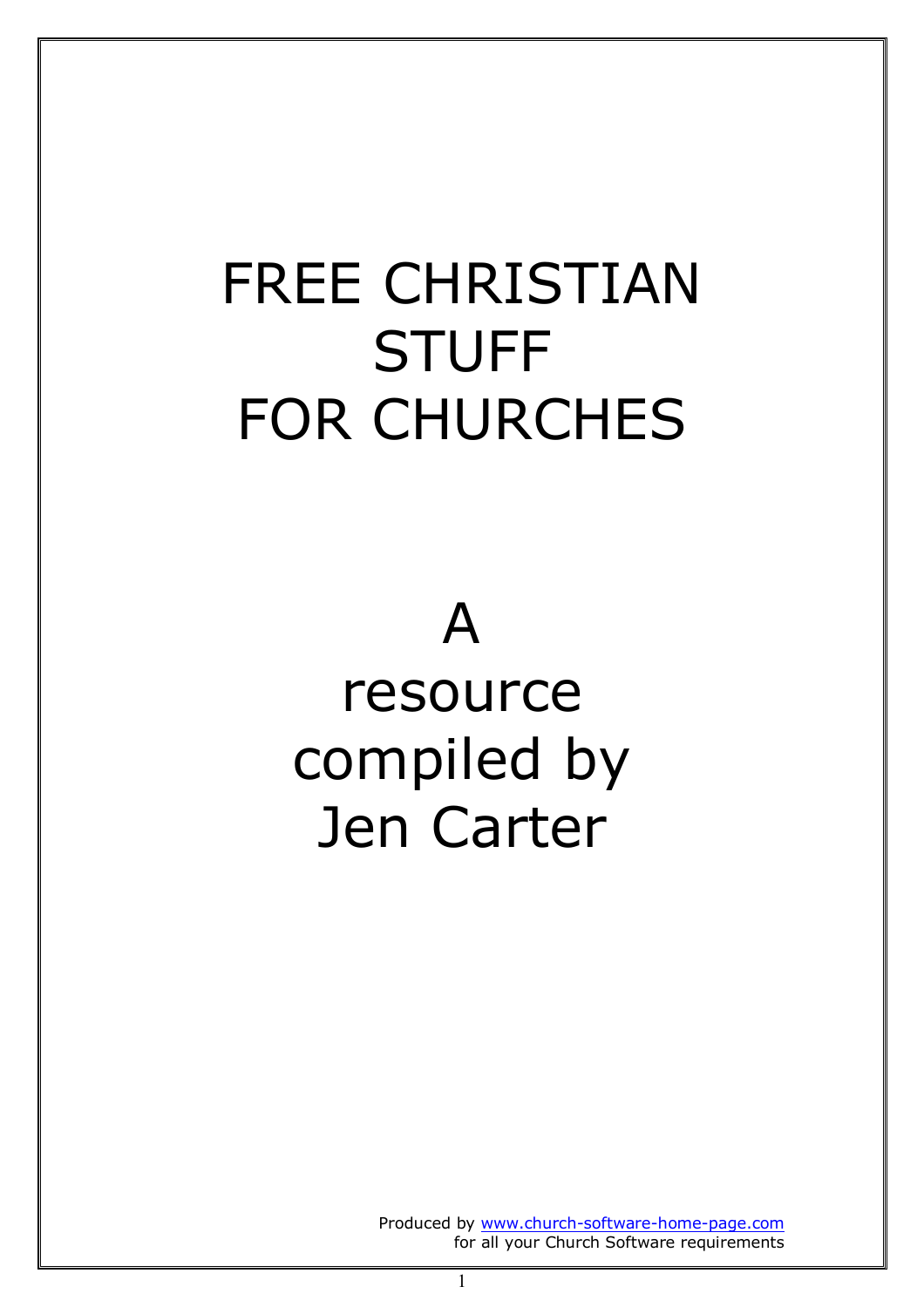# FREE CHRISTIAN STUFF FOR CHURCHES

## A resource compiled by Jen Carter

Produced by www.church-software-home-page.com
for all your Church Software requirements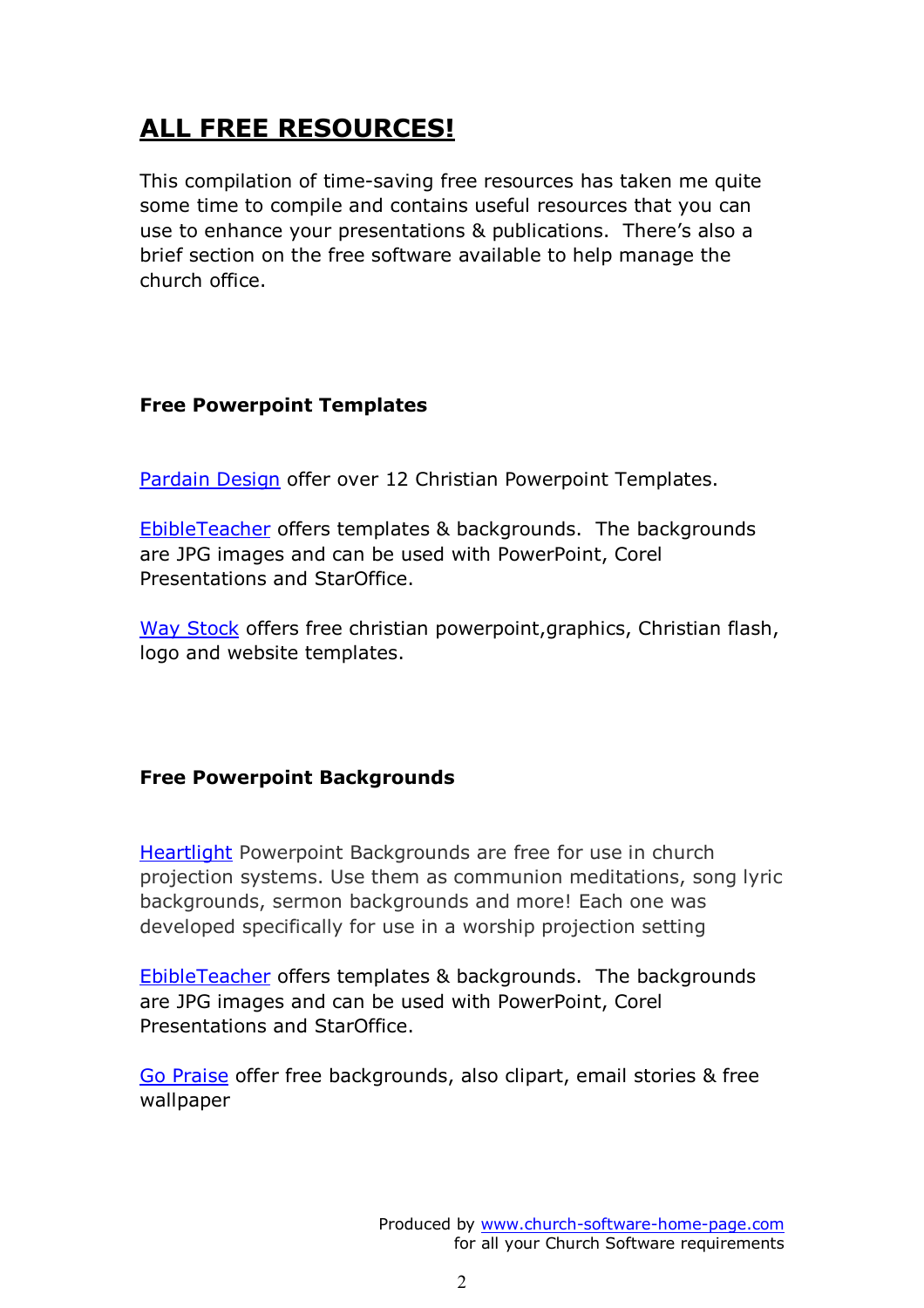## ALL FREE RESOURCES!

This compilation of time-saving free resources has taken me quite some time to compile and contains useful resources that you can use to enhance your presentations & publications. There's also a brief section on the free software available to help manage the church office.

**Free Powerpoint Templates**

Pardain Design offer over 12 Christian Powerpoint Templates.

EbibleTeacher offers templates & backgrounds. The backgrounds are JPG images and can be used with PowerPoint, Corel Presentations and StarOffice.

Way Stock offers free christian powerpoint,graphics, Christian flash, logo and website templates.

**Free Powerpoint Backgrounds**

Heartlight Powerpoint Backgrounds are free for use in church projection systems. Use them as communion meditations, song lyric backgrounds, sermon backgrounds and more! Each one was developed specifically for use in a worship projection setting

EbibleTeacher offers templates & backgrounds. The backgrounds are JPG images and can be used with PowerPoint, Corel Presentations and StarOffice.

Go Praise offer free backgrounds, also clipart, email stories & free wallpaper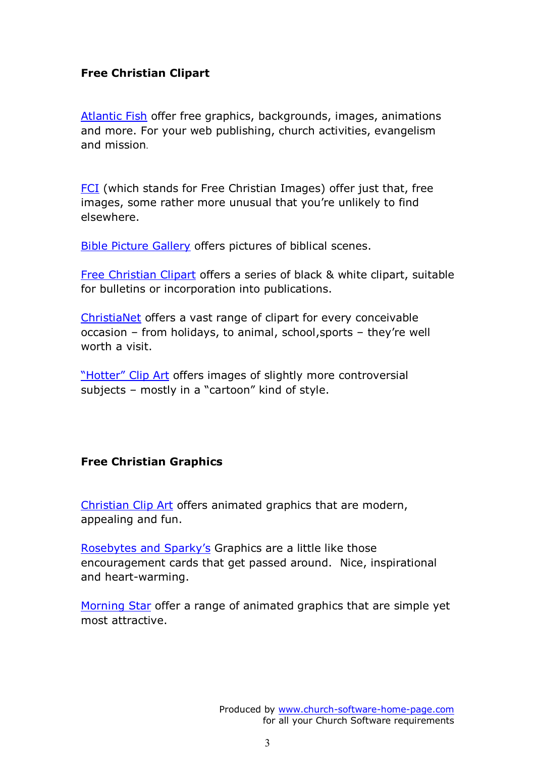**Free Christian Clipart**

Atlantic Fish offer free graphics, backgrounds, images, animations and more. For your web publishing, church activities, evangelism and mission.

FCI (which stands for Free Christian Images) offer just that, free images, some rather more unusual that you're unlikely to find elsewhere.

Bible Picture Gallery offers pictures of biblical scenes.

Free Christian Clipart offers a series of black & white clipart, suitable for bulletins or incorporation into publications.

ChristiaNet offers a vast range of clipart for every conceivable occasion – from holidays, to animal, school,sports – they're well worth a visit.

"Hotter" Clip Art offers images of slightly more controversial subjects – mostly in a "cartoon" kind of style.

**Free Christian Graphics**

Christian Clip Art offers animated graphics that are modern, appealing and fun.

Rosebytes and Sparky's Graphics are a little like those encouragement cards that get passed around. Nice, inspirational and heart-warming.

Morning Star offer a range of animated graphics that are simple yet most attractive.

Produced by www.church-software-home-page.com
for all your Church Software requirements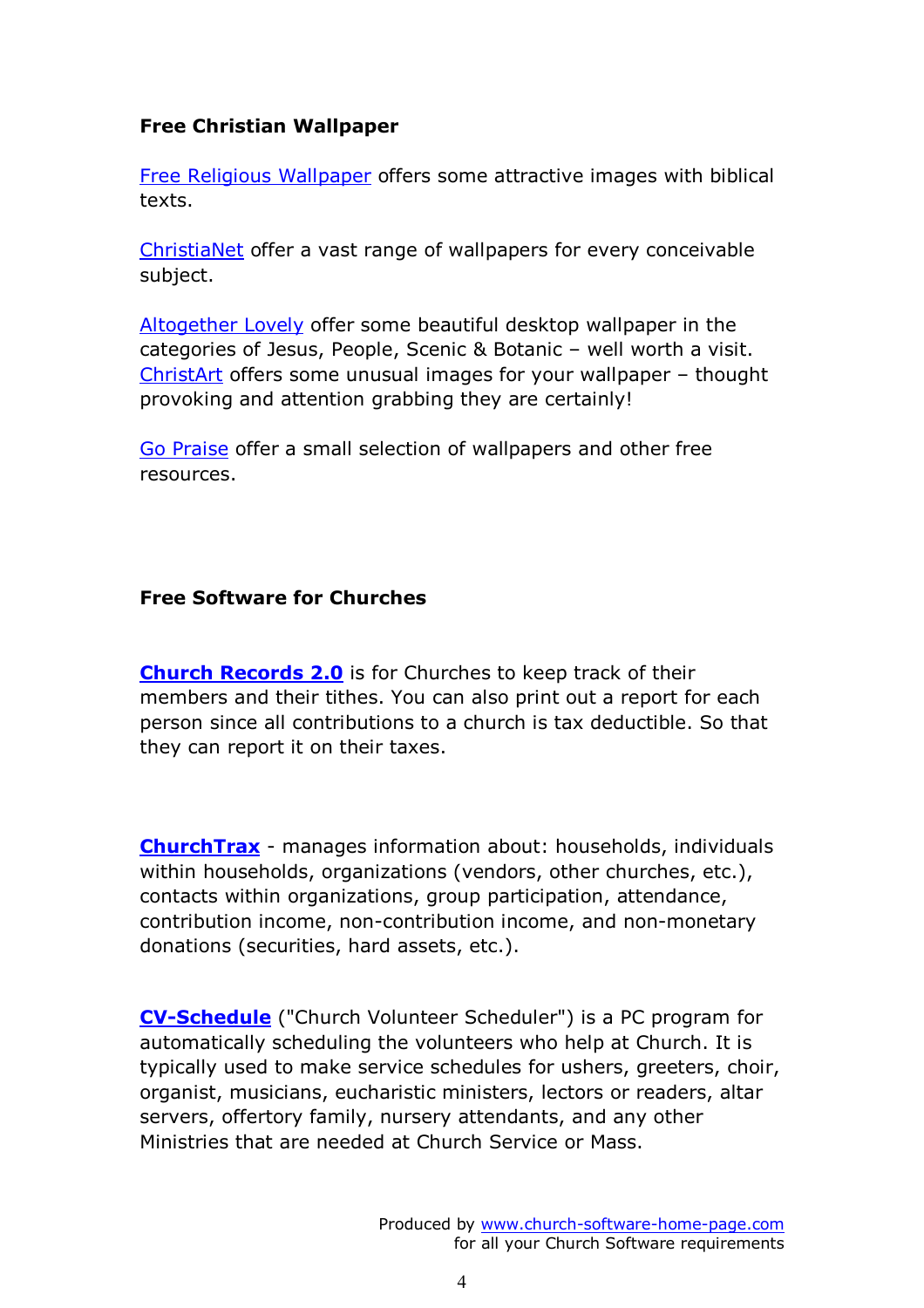**Free Christian Wallpaper**

Free Religious Wallpaper offers some attractive images with biblical texts.

ChristiaNet offer a vast range of wallpapers for every conceivable subject.

Altogether Lovely offer some beautiful desktop wallpaper in the categories of Jesus, People, Scenic & Botanic – well worth a visit. ChristArt offers some unusual images for your wallpaper – thought provoking and attention grabbing they are certainly!

Go Praise offer a small selection of wallpapers and other free resources.

**Free Software for Churches**

**Church Records 2.0** is for Churches to keep track of their members and their tithes. You can also print out a report for each person since all contributions to a church is tax deductible. So that they can report it on their taxes.

**ChurchTrax** - manages information about: households, individuals within households, organizations (vendors, other churches, etc.), contacts within organizations, group participation, attendance, contribution income, non-contribution income, and non-monetary donations (securities, hard assets, etc.).

**CV-Schedule** ("Church Volunteer Scheduler") is a PC program for automatically scheduling the volunteers who help at Church. It is typically used to make service schedules for ushers, greeters, choir, organist, musicians, eucharistic ministers, lectors or readers, altar servers, offertory family, nursery attendants, and any other Ministries that are needed at Church Service or Mass.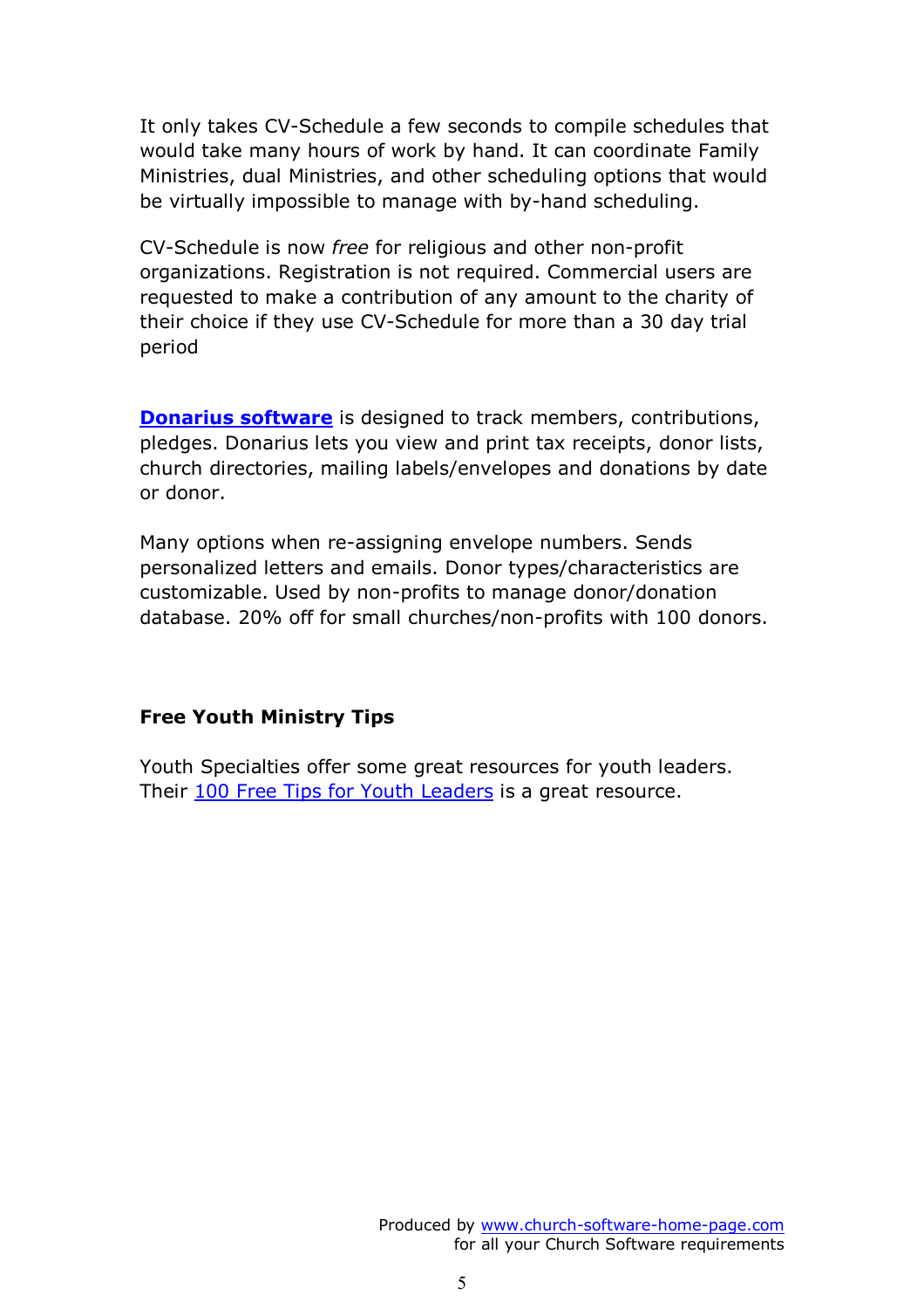It only takes CV-Schedule a few seconds to compile schedules that would take many hours of work by hand. It can coordinate Family Ministries, dual Ministries, and other scheduling options that would be virtually impossible to manage with by-hand scheduling.

CV-Schedule is now *free* for religious and other non-profit organizations. Registration is not required. Commercial users are requested to make a contribution of any amount to the charity of their choice if they use CV-Schedule for more than a 30 day trial period

**Donarius software** is designed to track members, contributions, pledges. Donarius lets you view and print tax receipts, donor lists, church directories, mailing labels/envelopes and donations by date or donor.

Many options when re-assigning envelope numbers. Sends personalized letters and emails. Donor types/characteristics are customizable. Used by non-profits to manage donor/donation database. 20% off for small churches/non-profits with 100 donors.

**Free Youth Ministry Tips**

Youth Specialties offer some great resources for youth leaders. Their 100 Free Tips for Youth Leaders is a great resource.

Produced by www.church-software-home-page.com
for all your Church Software requirements